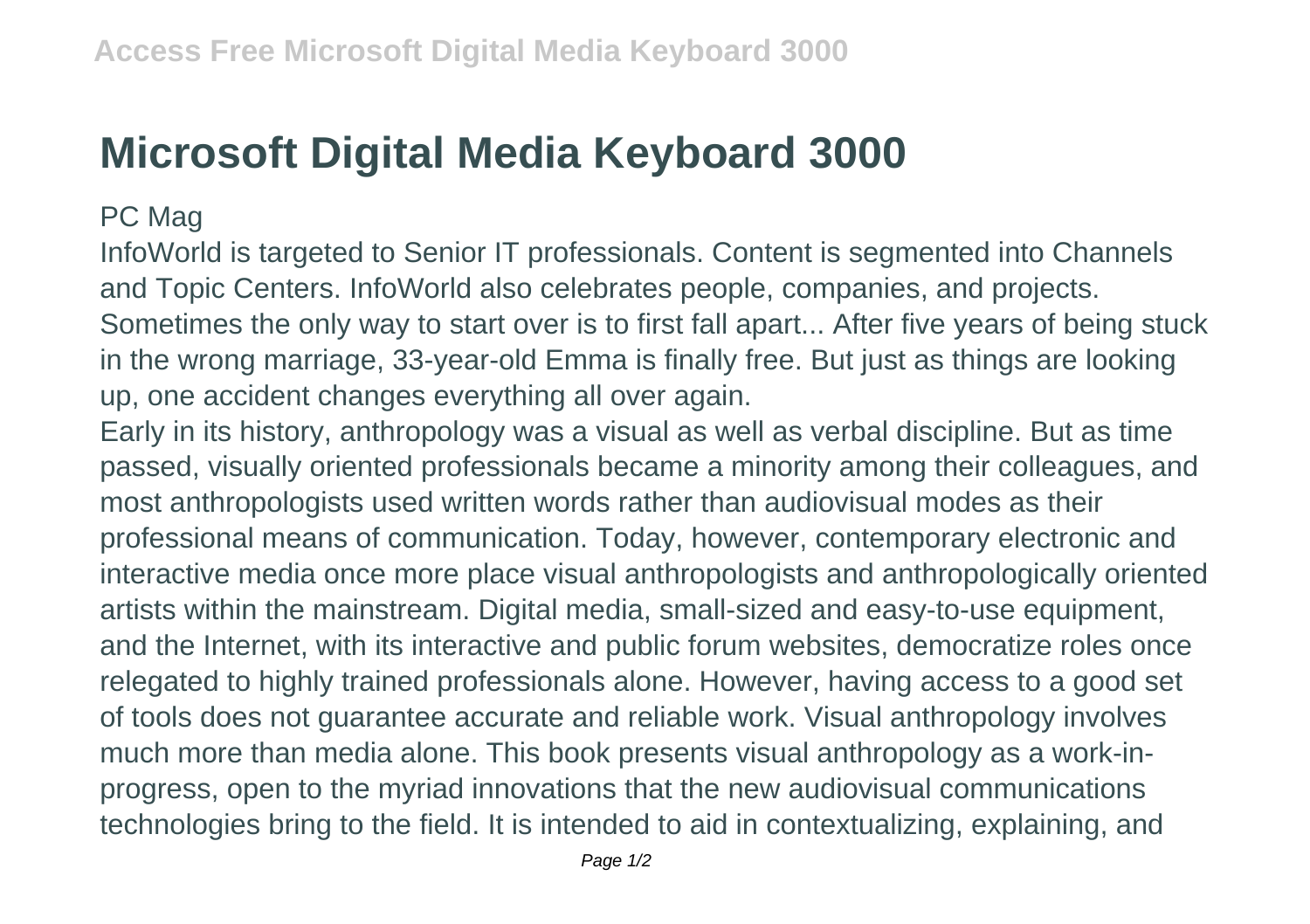# Microsoft Digital Media Keyboard 3000

PC Mag

InfoWorld is targeted to Senior IT professionals. Content is segmented into Channels and Topic Centers. InfoWorld also celebrates people, companies, and projects. Sometimes the only way to start over is to first fall apart... After five years of being stuck in the wrong marriage, 33-year-old Emma is finally free. But just as things are looking up, one accident changes everything all over again.

Early in its history, anthropology was a visual as well as verbal discipline. But as time passed, visually oriented professionals became a minority among their colleagues, and most anthropologists used written words rather than audiovisual modes as their professional means of communication. Today, however, contemporary electronic and interactive media once more place visual anthropologists and anthropologically oriented artists within the mainstream. Digital media, small-sized and easy-to-use equipment, and the Internet, with its interactive and public forum websites, democratize roles once relegated to highly trained professionals alone. However, having access to a good set of tools does not guarantee accurate and reliable work. Visual anthropology involves much more than media alone. This book presents visual anthropology as a work-in-progress, open to the myriad innovations that the new audiovisual communications technologies bring to the field. It is intended to aid in contextualizing, explaining, and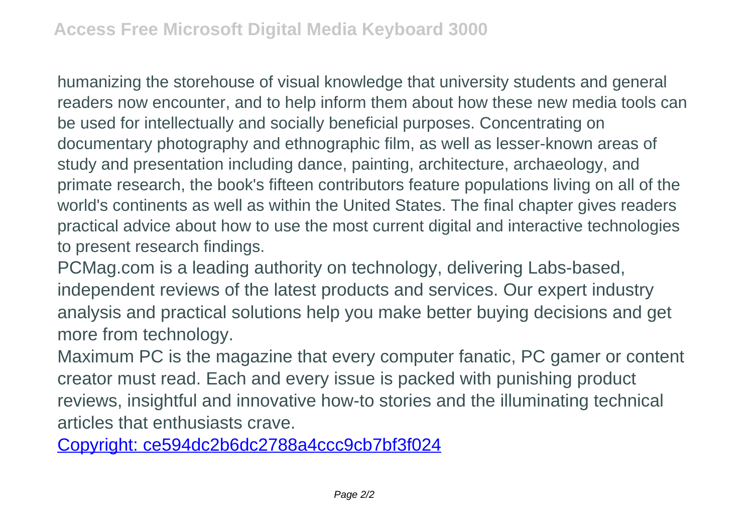humanizing the storehouse of visual knowledge that university students and general readers now encounter, and to help inform them about how these new media tools can be used for intellectually and socially beneficial purposes. Concentrating on documentary photography and ethnographic film, as well as lesser-known areas of study and presentation including dance, painting, architecture, archaeology, and primate research, the book's fifteen contributors feature populations living on all of the world's continents as well as within the United States. The final chapter gives readers practical advice about how to use the most current digital and interactive technologies to present research findings.

PCMag.com is a leading authority on technology, delivering Labs-based, independent reviews of the latest products and services. Our expert industry analysis and practical solutions help you make better buying decisions and get more from technology.

Maximum PC is the magazine that every computer fanatic, PC gamer or content creator must read. Each and every issue is packed with punishing product reviews, insightful and innovative how-to stories and the illuminating technical articles that enthusiasts crave.

Copyright: ce594dc2b6dc2788a4ccc9cb7bf3f024